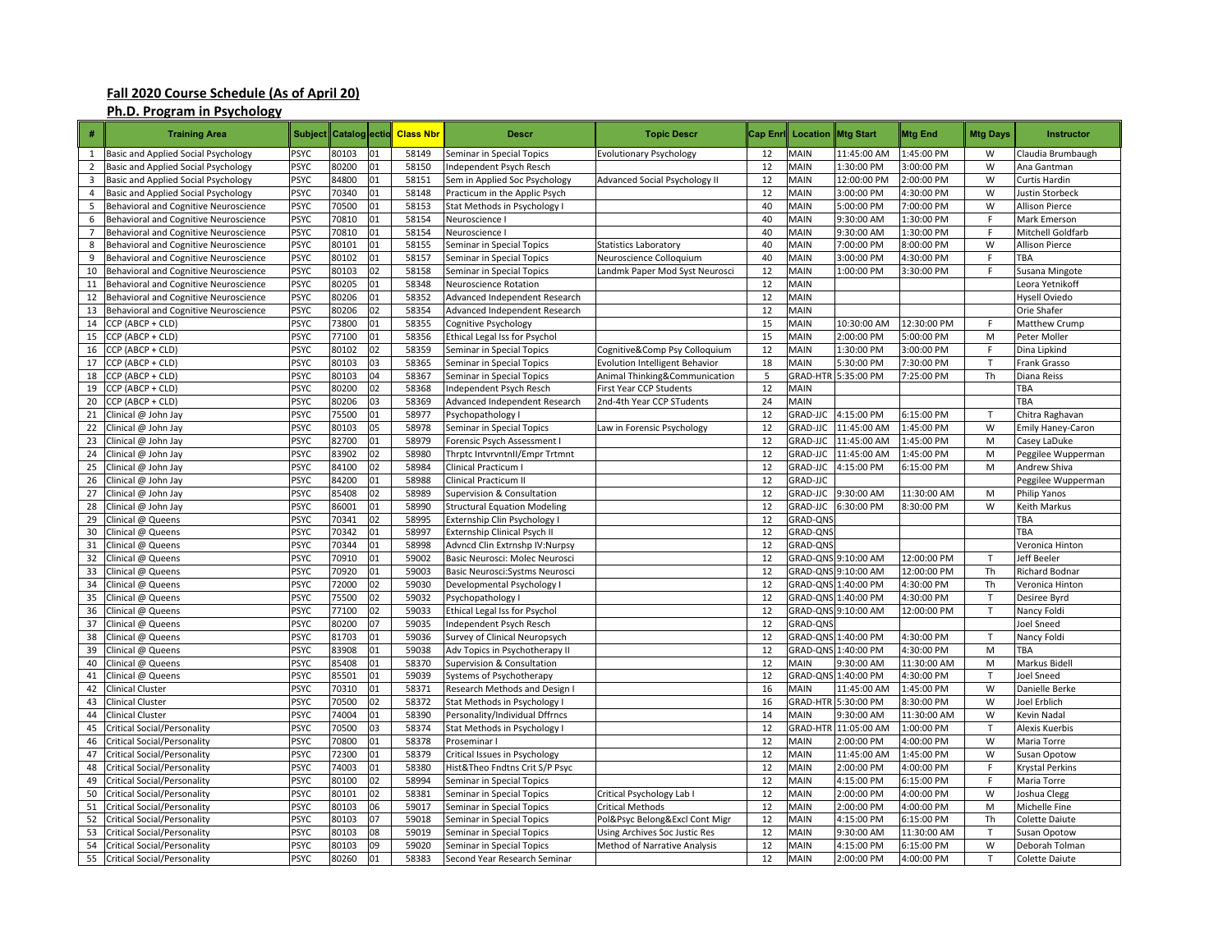**Fall 2020 Course Schedule (As of April 20)**

**Ph.D. Program in Psychology**

| # | Training Area | Subject | Catalog | Section | Class Nbr | Descr | Topic Descr | Cap Enrl | Location | Mtg Start | Mtg End | Mtg Days | Instructor |
|---|---|---|---|---|---|---|---|---|---|---|---|---|---|
| 1 | Basic and Applied Social Psychology | PSYC | 80103 | 01 | 58149 | Seminar in Special Topics | Evolutionary Psychology | 12 | MAIN | 11:45:00 AM | 1:45:00 PM | W | Claudia Brumbaugh |
| 2 | Basic and Applied Social Psychology | PSYC | 80200 | 01 | 58150 | Independent Psych Resch | | 12 | MAIN | 1:30:00 PM | 3:00:00 PM | W | Ana Gantman |
| 3 | Basic and Applied Social Psychology | PSYC | 84800 | 01 | 58151 | Sem in Applied Soc Psychology | Advanced Social Psychology II | 12 | MAIN | 12:00:00 PM | 2:00:00 PM | W | Curtis Hardin |
| 4 | Basic and Applied Social Psychology | PSYC | 70340 | 01 | 58148 | Practicum in the Applic Psych | | 12 | MAIN | 3:00:00 PM | 4:30:00 PM | W | Justin Storbeck |
| 5 | Behavioral and Cognitive Neuroscience | PSYC | 70500 | 01 | 58153 | Stat Methods in Psychology I | | 40 | MAIN | 5:00:00 PM | 7:00:00 PM | W | Allison Pierce |
| 6 | Behavioral and Cognitive Neuroscience | PSYC | 70810 | 01 | 58154 | Neuroscience I | | 40 | MAIN | 9:30:00 AM | 1:30:00 PM | F | Mark Emerson |
| 7 | Behavioral and Cognitive Neuroscience | PSYC | 70810 | 01 | 58154 | Neuroscience I | | 40 | MAIN | 9:30:00 AM | 1:30:00 PM | F | Mitchell Goldfarb |
| 8 | Behavioral and Cognitive Neuroscience | PSYC | 80101 | 01 | 58155 | Seminar in Special Topics | Statistics Laboratory | 40 | MAIN | 7:00:00 PM | 8:00:00 PM | W | Allison Pierce |
| 9 | Behavioral and Cognitive Neuroscience | PSYC | 80102 | 01 | 58157 | Seminar in Special Topics | Neuroscience Colloquium | 40 | MAIN | 3:00:00 PM | 4:30:00 PM | F | TBA |
| 10 | Behavioral and Cognitive Neuroscience | PSYC | 80103 | 02 | 58158 | Seminar in Special Topics | Landmk Paper Mod Syst Neurosci | 12 | MAIN | 1:00:00 PM | 3:30:00 PM | F | Susana Mingote |
| 11 | Behavioral and Cognitive Neuroscience | PSYC | 80205 | 01 | 58348 | Neuroscience Rotation | | 12 | MAIN | | | | Leora Yetnikoff |
| 12 | Behavioral and Cognitive Neuroscience | PSYC | 80206 | 01 | 58352 | Advanced Independent Research | | 12 | MAIN | | | | Hysell Oviedo |
| 13 | Behavioral and Cognitive Neuroscience | PSYC | 80206 | 02 | 58354 | Advanced Independent Research | | 12 | MAIN | | | | Orie Shafer |
| 14 | CCP (ABCP + CLD) | PSYC | 73800 | 01 | 58355 | Cognitive Psychology | | 15 | MAIN | 10:30:00 AM | 12:30:00 PM | F | Matthew Crump |
| 15 | CCP (ABCP + CLD) | PSYC | 77100 | 01 | 58356 | Ethical Legal Iss for Psychol | | 15 | MAIN | 2:00:00 PM | 5:00:00 PM | M | Peter Moller |
| 16 | CCP (ABCP + CLD) | PSYC | 80102 | 02 | 58359 | Seminar in Special Topics | Cognitive&Comp Psy Colloquium | 12 | MAIN | 1:30:00 PM | 3:00:00 PM | F | Dina Lipkind |
| 17 | CCP (ABCP + CLD) | PSYC | 80103 | 03 | 58365 | Seminar in Special Topics | Evolution Intelligent Behavior | 18 | MAIN | 5:30:00 PM | 7:30:00 PM | T | Frank Grasso |
| 18 | CCP (ABCP + CLD) | PSYC | 80103 | 04 | 58367 | Seminar in Special Topics | Animal Thinking&Communication | 5 | GRAD-HTR | 5:35:00 PM | 7:25:00 PM | Th | Diana Reiss |
| 19 | CCP (ABCP + CLD) | PSYC | 80200 | 02 | 58368 | Independent Psych Resch | First Year CCP Students | 12 | MAIN | | | | TBA |
| 20 | CCP (ABCP + CLD) | PSYC | 80206 | 03 | 58369 | Advanced Independent Research | 2nd-4th Year CCP STudents | 24 | MAIN | | | | TBA |
| 21 | Clinical @ John Jay | PSYC | 75500 | 01 | 58977 | Psychopathology I | | 12 | GRAD-JJC | 4:15:00 PM | 6:15:00 PM | T | Chitra Raghavan |
| 22 | Clinical @ John Jay | PSYC | 80103 | 05 | 58978 | Seminar in Special Topics | Law in Forensic Psychology | 12 | GRAD-JJC | 11:45:00 AM | 1:45:00 PM | W | Emily Haney-Caron |
| 23 | Clinical @ John Jay | PSYC | 82700 | 01 | 58979 | Forensic Psych Assessment I | | 12 | GRAD-JJC | 11:45:00 AM | 1:45:00 PM | M | Casey LaDuke |
| 24 | Clinical @ John Jay | PSYC | 83902 | 02 | 58980 | Thrptc IntvrvntnII/Empr Trtmnt | | 12 | GRAD-JJC | 11:45:00 AM | 1:45:00 PM | M | Peggilee Wupperman |
| 25 | Clinical @ John Jay | PSYC | 84100 | 02 | 58984 | Clinical Practicum I | | 12 | GRAD-JJC | 4:15:00 PM | 6:15:00 PM | M | Andrew Shiva |
| 26 | Clinical @ John Jay | PSYC | 84200 | 01 | 58988 | Clinical Practicum II | | 12 | GRAD-JJC | | | | Peggilee Wupperman |
| 27 | Clinical @ John Jay | PSYC | 85408 | 02 | 58989 | Supervision & Consultation | | 12 | GRAD-JJC | 9:30:00 AM | 11:30:00 AM | M | Philip Yanos |
| 28 | Clinical @ John Jay | PSYC | 86001 | 01 | 58990 | Structural Equation Modeling | | 12 | GRAD-JJC | 6:30:00 PM | 8:30:00 PM | W | Keith Markus |
| 29 | Clinical @ Queens | PSYC | 70341 | 02 | 58995 | Externship Clin Psychology I | | 12 | GRAD-QNS | | | | TBA |
| 30 | Clinical @ Queens | PSYC | 70342 | 01 | 58997 | Externship Clinical Psych II | | 12 | GRAD-QNS | | | | TBA |
| 31 | Clinical @ Queens | PSYC | 70344 | 01 | 58998 | Advncd Clin Extrnshp IV:Nurpsy | | 12 | GRAD-QNS | | | | Veronica Hinton |
| 32 | Clinical @ Queens | PSYC | 70910 | 01 | 59002 | Basic Neurosci: Molec Neurosci | | 12 | GRAD-QNS | 9:10:00 AM | 12:00:00 PM | T | Jeff Beeler |
| 33 | Clinical @ Queens | PSYC | 70920 | 01 | 59003 | Basic Neurosci:Systms Neurosci | | 12 | GRAD-QNS | 9:10:00 AM | 12:00:00 PM | Th | Richard Bodnar |
| 34 | Clinical @ Queens | PSYC | 72000 | 02 | 59030 | Developmental Psychology I | | 12 | GRAD-QNS | 1:40:00 PM | 4:30:00 PM | Th | Veronica Hinton |
| 35 | Clinical @ Queens | PSYC | 75500 | 02 | 59032 | Psychopathology I | | 12 | GRAD-QNS | 1:40:00 PM | 4:30:00 PM | T | Desiree Byrd |
| 36 | Clinical @ Queens | PSYC | 77100 | 02 | 59033 | Ethical Legal Iss for Psychol | | 12 | GRAD-QNS | 9:10:00 AM | 12:00:00 PM | T | Nancy Foldi |
| 37 | Clinical @ Queens | PSYC | 80200 | 07 | 59035 | Independent Psych Resch | | 12 | GRAD-QNS | | | | Joel Sneed |
| 38 | Clinical @ Queens | PSYC | 81703 | 01 | 59036 | Survey of Clinical Neuropsych | | 12 | GRAD-QNS | 1:40:00 PM | 4:30:00 PM | T | Nancy Foldi |
| 39 | Clinical @ Queens | PSYC | 83908 | 01 | 59038 | Adv Topics in Psychotherapy II | | 12 | GRAD-QNS | 1:40:00 PM | 4:30:00 PM | M | TBA |
| 40 | Clinical @ Queens | PSYC | 85408 | 01 | 58370 | Supervision & Consultation | | 12 | MAIN | 9:30:00 AM | 11:30:00 AM | M | Markus Bidell |
| 41 | Clinical @ Queens | PSYC | 85501 | 01 | 59039 | Systems of Psychotherapy | | 12 | GRAD-QNS | 1:40:00 PM | 4:30:00 PM | T | Joel Sneed |
| 42 | Clinical Cluster | PSYC | 70310 | 01 | 58371 | Research Methods and Design I | | 16 | MAIN | 11:45:00 AM | 1:45:00 PM | W | Danielle Berke |
| 43 | Clinical Cluster | PSYC | 70500 | 02 | 58372 | Stat Methods in Psychology I | | 16 | GRAD-HTR | 5:30:00 PM | 8:30:00 PM | W | Joel Erblich |
| 44 | Clinical Cluster | PSYC | 74004 | 01 | 58390 | Personality/Individual Dffrncs | | 14 | MAIN | 9:30:00 AM | 11:30:00 AM | W | Kevin Nadal |
| 45 | Critical Social/Personality | PSYC | 70500 | 03 | 58374 | Stat Methods in Psychology I | | 12 | GRAD-HTR | 11:05:00 AM | 1:00:00 PM | T | Alexis Kuerbis |
| 46 | Critical Social/Personality | PSYC | 70800 | 01 | 58378 | Proseminar I | | 12 | MAIN | 2:00:00 PM | 4:00:00 PM | W | Maria Torre |
| 47 | Critical Social/Personality | PSYC | 72300 | 01 | 58379 | Critical Issues in Psychology | | 12 | MAIN | 11:45:00 AM | 1:45:00 PM | W | Susan Opotow |
| 48 | Critical Social/Personality | PSYC | 74003 | 01 | 58380 | Hist&Theo Fndtns Crit S/P Psyc | | 12 | MAIN | 2:00:00 PM | 4:00:00 PM | F | Krystal Perkins |
| 49 | Critical Social/Personality | PSYC | 80100 | 02 | 58994 | Seminar in Special Topics | | 12 | MAIN | 4:15:00 PM | 6:15:00 PM | F | Maria Torre |
| 50 | Critical Social/Personality | PSYC | 80101 | 02 | 58381 | Seminar in Special Topics | Critical Psychology Lab I | 12 | MAIN | 2:00:00 PM | 4:00:00 PM | W | Joshua Clegg |
| 51 | Critical Social/Personality | PSYC | 80103 | 06 | 59017 | Seminar in Special Topics | Critical Methods | 12 | MAIN | 2:00:00 PM | 4:00:00 PM | M | Michelle Fine |
| 52 | Critical Social/Personality | PSYC | 80103 | 07 | 59018 | Seminar in Special Topics | Pol&Psyc Belong&Excl Cont Migr | 12 | MAIN | 4:15:00 PM | 6:15:00 PM | Th | Colette Daiute |
| 53 | Critical Social/Personality | PSYC | 80103 | 08 | 59019 | Seminar in Special Topics | Using Archives Soc Justic Res | 12 | MAIN | 9:30:00 AM | 11:30:00 AM | T | Susan Opotow |
| 54 | Critical Social/Personality | PSYC | 80103 | 09 | 59020 | Seminar in Special Topics | Method of Narrative Analysis | 12 | MAIN | 4:15:00 PM | 6:15:00 PM | W | Deborah Tolman |
| 55 | Critical Social/Personality | PSYC | 80260 | 01 | 58383 | Second Year Research Seminar | | 12 | MAIN | 2:00:00 PM | 4:00:00 PM | T | Colette Daiute |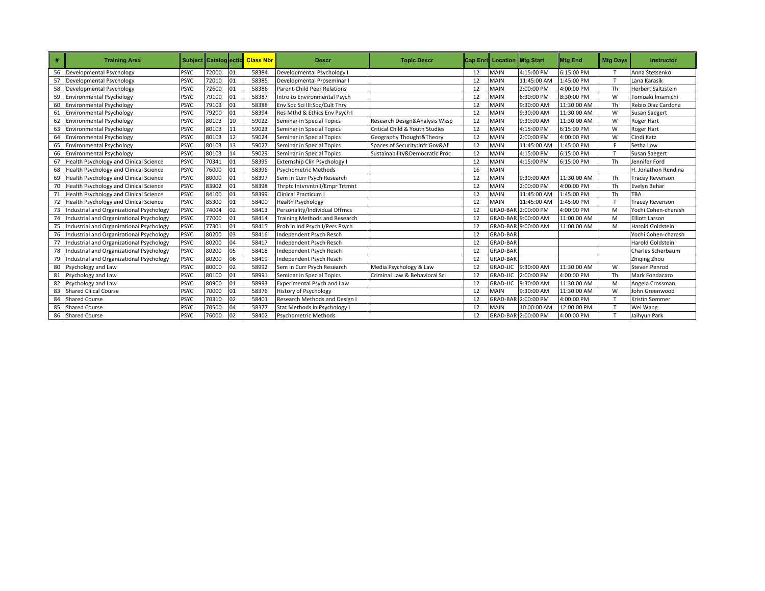| # | Training Area | Subject | Catalog | Sectio | Class Nbr | Descr | Topic Descr | Cap Enrl | Location | Mtg Start | Mtg End | Mtg Days | Instructor |
|---|---|---|---|---|---|---|---|---|---|---|---|---|---|
| 56 | Developmental Psychology | PSYC | 72000 | 01 | 58384 | Developmental Psychology I | | 12 | MAIN | 4:15:00 PM | 6:15:00 PM | T | Anna Stetsenko |
| 57 | Developmental Psychology | PSYC | 72010 | 01 | 58385 | Developmental Proseminar I | | 12 | MAIN | 11:45:00 AM | 1:45:00 PM | T | Lana Karasik |
| 58 | Developmental Psychology | PSYC | 72600 | 01 | 58386 | Parent-Child Peer Relations | | 12 | MAIN | 2:00:00 PM | 4:00:00 PM | Th | Herbert Saltzstein |
| 59 | Environmental Psychology | PSYC | 79100 | 01 | 58387 | Intro to Environmental Psych | | 12 | MAIN | 6:30:00 PM | 8:30:00 PM | W | Tomoaki Imamichi |
| 60 | Environmental Psychology | PSYC | 79103 | 01 | 58388 | Env Soc Sci III:Soc/Cult Thry | | 12 | MAIN | 9:30:00 AM | 11:30:00 AM | Th | Rebio Diaz Cardona |
| 61 | Environmental Psychology | PSYC | 79200 | 01 | 58394 | Res Mthd & Ethics Env Psych I | | 12 | MAIN | 9:30:00 AM | 11:30:00 AM | W | Susan Saegert |
| 62 | Environmental Psychology | PSYC | 80103 | 10 | 59022 | Seminar in Special Topics | Research Design&Analysis Wksp | 12 | MAIN | 9:30:00 AM | 11:30:00 AM | W | Roger Hart |
| 63 | Environmental Psychology | PSYC | 80103 | 11 | 59023 | Seminar in Special Topics | Critical Child & Youth Studies | 12 | MAIN | 4:15:00 PM | 6:15:00 PM | W | Roger Hart |
| 64 | Environmental Psychology | PSYC | 80103 | 12 | 59024 | Seminar in Special Topics | Geography Thought&Theory | 12 | MAIN | 2:00:00 PM | 4:00:00 PM | W | Cindi Katz |
| 65 | Environmental Psychology | PSYC | 80103 | 13 | 59027 | Seminar in Special Topics | Spaces of Security:Infr Gov&Af | 12 | MAIN | 11:45:00 AM | 1:45:00 PM | F | Setha Low |
| 66 | Environmental Psychology | PSYC | 80103 | 14 | 59029 | Seminar in Special Topics | Sustainability&Democratic Proc | 12 | MAIN | 4:15:00 PM | 6:15:00 PM | T | Susan Saegert |
| 67 | Health Psychology and Clinical Science | PSYC | 70341 | 01 | 58395 | Externship Clin Psychology I | | 12 | MAIN | 4:15:00 PM | 6:15:00 PM | Th | Jennifer Ford |
| 68 | Health Psychology and Clinical Science | PSYC | 76000 | 01 | 58396 | Psychometric Methods | | 16 | MAIN | | | | H. Jonathon Rendina |
| 69 | Health Psychology and Clinical Science | PSYC | 80000 | 01 | 58397 | Sem in Curr Psych Research | | 12 | MAIN | 9:30:00 AM | 11:30:00 AM | Th | Tracey Revenson |
| 70 | Health Psychology and Clinical Science | PSYC | 83902 | 01 | 58398 | Thrptc IntvrvntnII/Empr Trtmnt | | 12 | MAIN | 2:00:00 PM | 4:00:00 PM | Th | Evelyn Behar |
| 71 | Health Psychology and Clinical Science | PSYC | 84100 | 01 | 58399 | Clinical Practicum I | | 12 | MAIN | 11:45:00 AM | 1:45:00 PM | Th | TBA |
| 72 | Health Psychology and Clinical Science | PSYC | 85300 | 01 | 58400 | Health Psychology | | 12 | MAIN | 11:45:00 AM | 1:45:00 PM | T | Tracey Revenson |
| 73 | Industrial and Organizational Psychology | PSYC | 74004 | 02 | 58413 | Personality/Individual Dffrncs | | 12 | GRAD-BAR | 2:00:00 PM | 4:00:00 PM | M | Yochi Cohen-charash |
| 74 | Industrial and Organizational Psychology | PSYC | 77000 | 01 | 58414 | Training Methods and Research | | 12 | GRAD-BAR | 9:00:00 AM | 11:00:00 AM | M | Elliott Larson |
| 75 | Industrial and Organizational Psychology | PSYC | 77301 | 01 | 58415 | Prob in Ind Psych I/Pers Psych | | 12 | GRAD-BAR | 9:00:00 AM | 11:00:00 AM | M | Harold Goldstein |
| 76 | Industrial and Organizational Psychology | PSYC | 80200 | 03 | 58416 | Independent Psych Resch | | 12 | GRAD-BAR | | | | Yochi Cohen-charash |
| 77 | Industrial and Organizational Psychology | PSYC | 80200 | 04 | 58417 | Independent Psych Resch | | 12 | GRAD-BAR | | | | Harold Goldstein |
| 78 | Industrial and Organizational Psychology | PSYC | 80200 | 05 | 58418 | Independent Psych Resch | | 12 | GRAD-BAR | | | | Charles Scherbaum |
| 79 | Industrial and Organizational Psychology | PSYC | 80200 | 06 | 58419 | Independent Psych Resch | | 12 | GRAD-BAR | | | | Zhiqing Zhou |
| 80 | Psychology and Law | PSYC | 80000 | 02 | 58992 | Sem in Curr Psych Research | Media Psychology & Law | 12 | GRAD-JJC | 9:30:00 AM | 11:30:00 AM | W | Steven Penrod |
| 81 | Psychology and Law | PSYC | 80100 | 01 | 58991 | Seminar in Special Topics | Criminal Law & Behavioral Sci | 12 | GRAD-JJC | 2:00:00 PM | 4:00:00 PM | Th | Mark Fondacaro |
| 82 | Psychology and Law | PSYC | 80900 | 01 | 58993 | Experimental Psych and Law | | 12 | GRAD-JJC | 9:30:00 AM | 11:30:00 AM | M | Angela Crossman |
| 83 | Shared Cliical Course | PSYC | 70000 | 01 | 58376 | History of Psychology | | 12 | MAIN | 9:30:00 AM | 11:30:00 AM | W | John Greenwood |
| 84 | Shared Course | PSYC | 70310 | 02 | 58401 | Research Methods and Design I | | 12 | GRAD-BAR | 2:00:00 PM | 4:00:00 PM | T | Kristin Sommer |
| 85 | Shared Course | PSYC | 70500 | 04 | 58377 | Stat Methods in Psychology I | | 12 | MAIN | 10:00:00 AM | 12:00:00 PM | T | Wei Wang |
| 86 | Shared Course | PSYC | 76000 | 02 | 58402 | Psychometric Methods | | 12 | GRAD-BAR | 2:00:00 PM | 4:00:00 PM | T | Jaihyun Park |